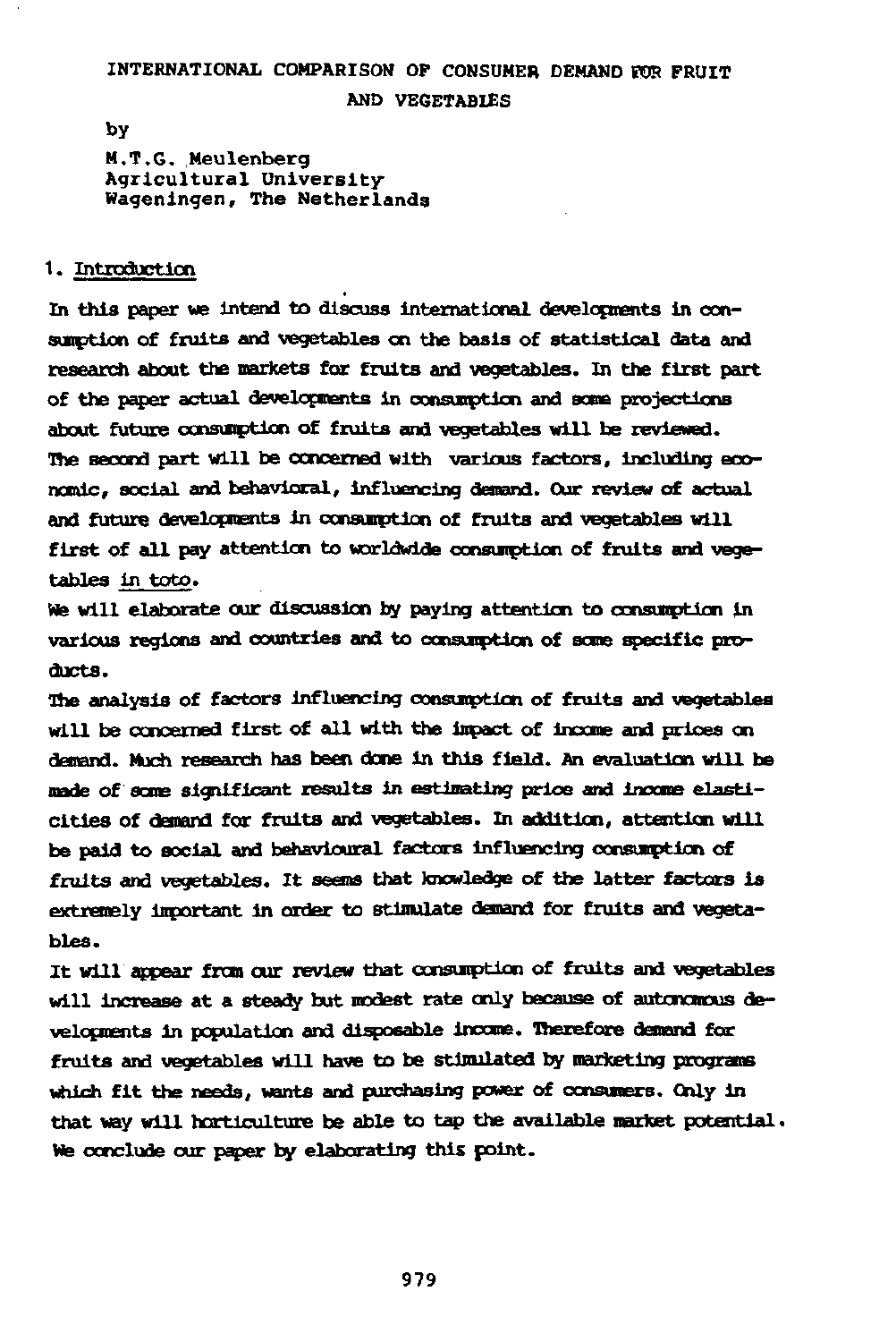# INTERNATIONAL COMPARISON OF CONSUMER DEMAND FOR FRUIT AND VEGETABLES

by

M.T.G. Meulenberg
Agricultural University
Wageningen, The Netherlands

## 1. Introduction

In this paper we intend to discuss international developments in consumption of fruits and vegetables on the basis of statistical data and research about the markets for fruits and vegetables. In the first part of the paper actual developments in consumption and some projections about future consumption of fruits and vegetables will be reviewed. The second part will be concerned with various factors, including economic, social and behavioral, influencing demand. Our review of actual and future developments in consumption of fruits and vegetables will first of all pay attention to worldwide consumption of fruits and vegetables *in toto*.

We will elaborate our discussion by paying attention to consumption in various regions and countries and to consumption of some specific products.

The analysis of factors influencing consumption of fruits and vegetables will be concerned first of all with the impact of income and prices on demand. Much research has been done in this field. An evaluation will be made of some significant results in estimating price and income elasticities of demand for fruits and vegetables. In addition, attention will be paid to social and behavioural factors influencing consumption of fruits and vegetables. It seems that knowledge of the latter factors is extremely important in order to stimulate demand for fruits and vegetables.

It will appear from our review that consumption of fruits and vegetables will increase at a steady but modest rate only because of autonomous developments in population and disposable income. Therefore demand for fruits and vegetables will have to be stimulated by marketing programs which fit the needs, wants and purchasing power of consumers. Only in that way will horticulture be able to tap the available market potential. We conclude our paper by elaborating this point.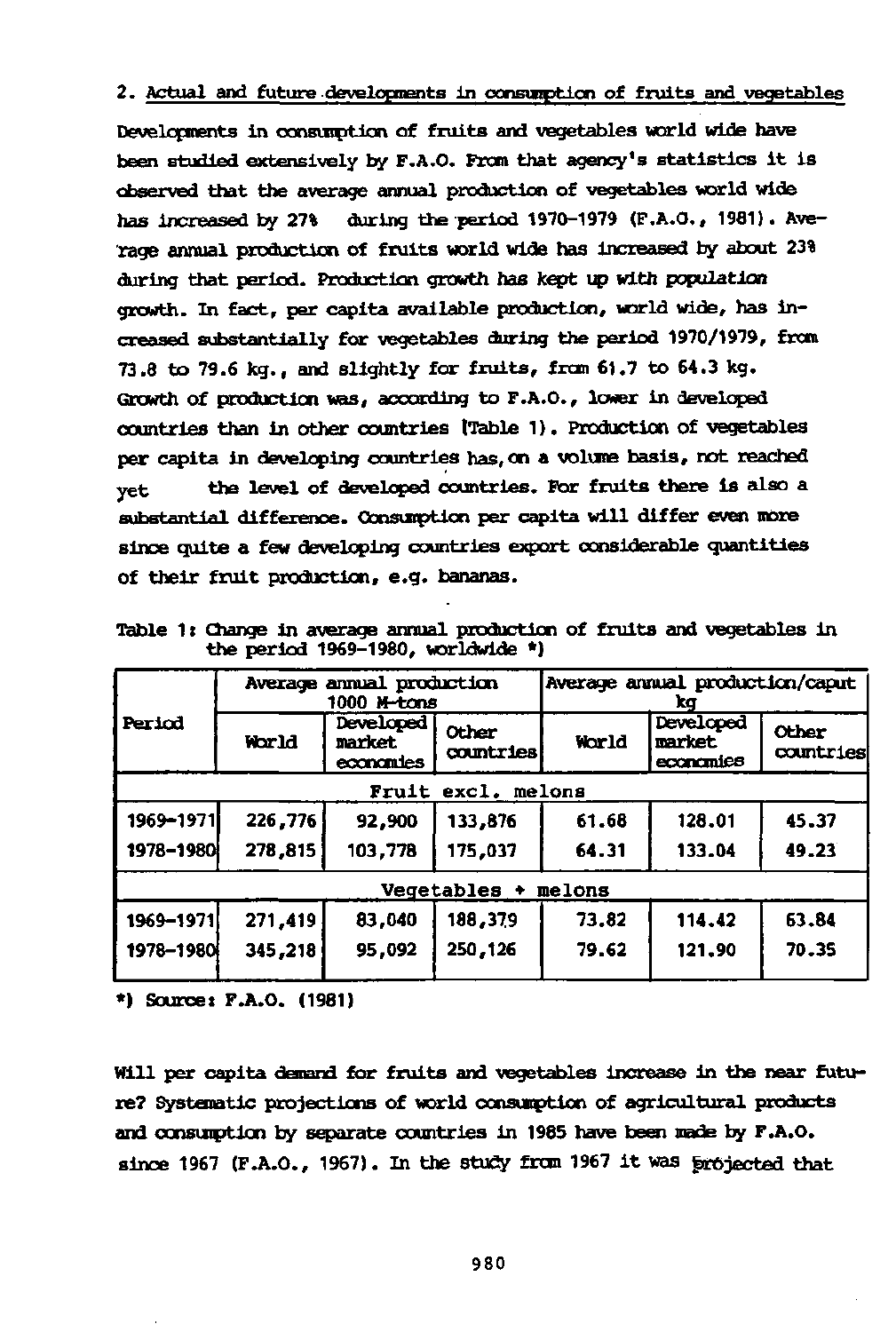## 2. Actual and future developments in consumption of fruits and vegetables

Developments in consumption of fruits and vegetables world wide have been studied extensively by F.A.O. From that agency's statistics it is observed that the average annual production of vegetables world wide has increased by 27% during the period 1970-1979 (F.A.O., 1981). Average annual production of fruits world wide has increased by about 23% during that period. Production growth has kept up with population growth. In fact, per capita available production, world wide, has increased substantially for vegetables during the period 1970/1979, from 73.8 to 79.6 kg., and slightly for fruits, from 61.7 to 64.3 kg. Growth of production was, according to F.A.O., lower in developed countries than in other countries (Table 1). Production of vegetables per capita in developing countries has, on a volume basis, not reached yet the level of developed countries. For fruits there is also a substantial difference. Consumption per capita will differ even more since quite a few developing countries export considerable quantities of their fruit production, e.g. bananas.

Table 1: Change in average annual production of fruits and vegetables in the period 1969-1980, worldwide *)

| Period | Average annual production 1000 M-tons | | | Average annual production/caput kg | | |
|---|---|---|---|---|---|---|
| | World | Developed market economies | Other countries | World | Developed market economies | Other countries |
| **Fruit excl. melons** | | | | | | |
| 1969-1971 | 226,776 | 92,900 | 133,876 | 61.68 | 128.01 | 45.37 |
| 1978-1980 | 278,815 | 103,778 | 175,037 | 64.31 | 133.04 | 49.23 |
| **Vegetables + melons** | | | | | | |
| 1969-1971 | 271,419 | 83,040 | 188,379 | 73.82 | 114.42 | 63.84 |
| 1978-1980 | 345,218 | 95,092 | 250,126 | 79.62 | 121.90 | 70.35 |

*) Source: F.A.O. (1981)

Will per capita demand for fruits and vegetables increase in the near future? Systematic projections of world consumption of agricultural products and consumption by separate countries in 1985 have been made by F.A.O. since 1967 (F.A.O., 1967). In the study from 1967 it was projected that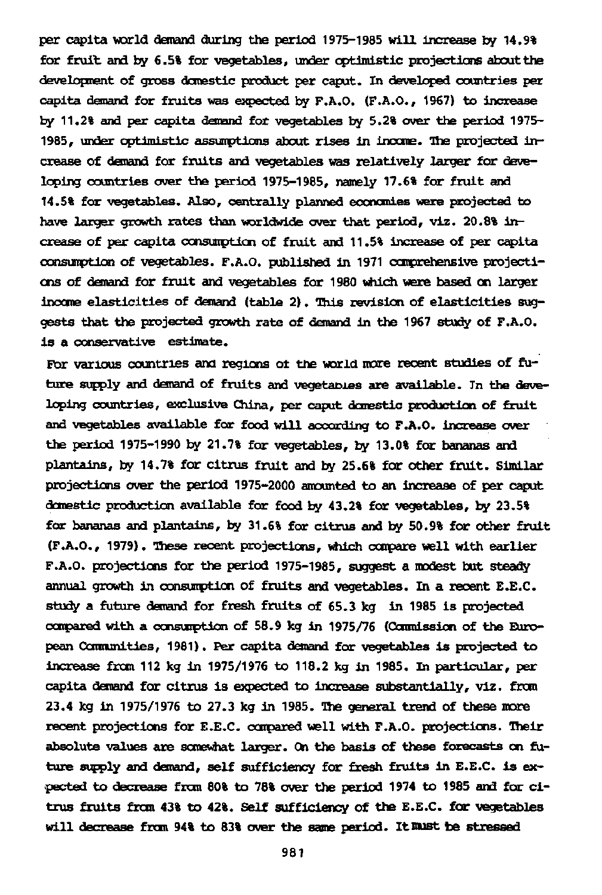per capita world demand during the period 1975-1985 will increase by 14.9% for fruit and by 6.5% for vegetables, under optimistic projections about the development of gross domestic product per caput. In developed countries per capita demand for fruits was expected by F.A.O. (F.A.O., 1967) to increase by 11.2% and per capita demand for vegetables by 5.2% over the period 1975-1985, under optimistic assumptions about rises in income. The projected increase of demand for fruits and vegetables was relatively larger for developing countries over the period 1975-1985, namely 17.6% for fruit and 14.5% for vegetables. Also, centrally planned economies were projected to have larger growth rates than worldwide over that period, viz. 20.8% increase of per capita consumption of fruit and 11.5% increase of per capita consumption of vegetables. F.A.O. published in 1971 comprehensive projections of demand for fruit and vegetables for 1980 which were based on larger income elasticities of demand (table 2). This revision of elasticities suggests that the projected growth rate of demand in the 1967 study of F.A.O. is a conservative estimate.

For various countries and regions of the world more recent studies of future supply and demand of fruits and vegetables are available. In the developing countries, exclusive China, per caput domestic production of fruit and vegetables available for food will according to F.A.O. increase over the period 1975-1990 by 21.7% for vegetables, by 13.0% for bananas and plantains, by 14.7% for citrus fruit and by 25.6% for other fruit. Similar projections over the period 1975-2000 amounted to an increase of per caput domestic production available for food by 43.2% for vegetables, by 23.5% for bananas and plantains, by 31.6% for citrus and by 50.9% for other fruit (F.A.O., 1979). These recent projections, which compare well with earlier F.A.O. projections for the period 1975-1985, suggest a modest but steady annual growth in consumption of fruits and vegetables. In a recent E.E.C. study a future demand for fresh fruits of 65.3 kg in 1985 is projected compared with a consumption of 58.9 kg in 1975/76 (Commission of the European Communities, 1981). Per capita demand for vegetables is projected to increase from 112 kg in 1975/1976 to 118.2 kg in 1985. In particular, per capita demand for citrus is expected to increase substantially, viz. from 23.4 kg in 1975/1976 to 27.3 kg in 1985. The general trend of these more recent projections for E.E.C. compared well with F.A.O. projections. Their absolute values are somewhat larger. On the basis of these forecasts on future supply and demand, self sufficiency for fresh fruits in E.E.C. is expected to decrease from 80% to 78% over the period 1974 to 1985 and for citrus fruits from 43% to 42%. Self sufficiency of the E.E.C. for vegetables will decrease from 94% to 83% over the same period. It must be stressed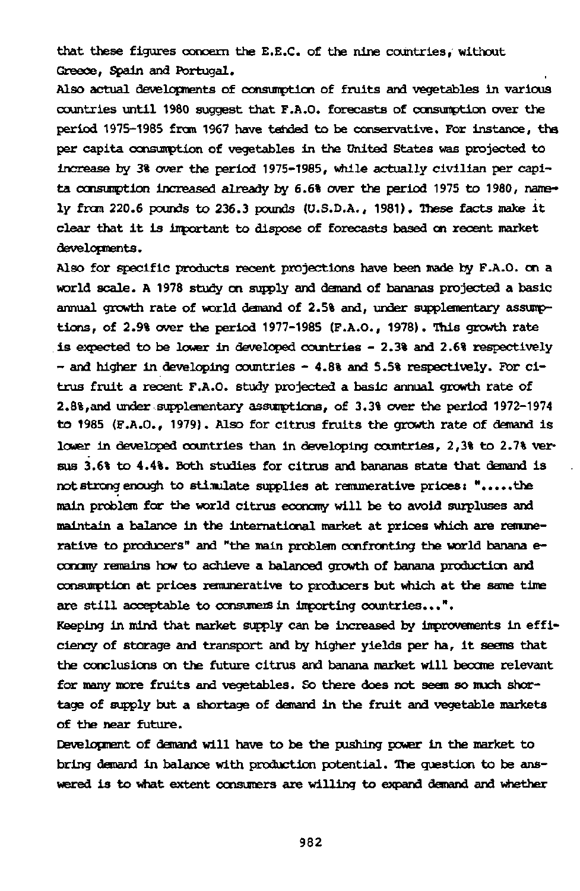that these figures concern the E.E.C. of the nine countries, without Greece, Spain and Portugal.

Also actual developments of consumption of fruits and vegetables in various countries until 1980 suggest that F.A.O. forecasts of consumption over the period 1975-1985 from 1967 have tended to be conservative. For instance, the per capita consumption of vegetables in the United States was projected to increase by 3% over the period 1975-1985, while actually civilian per capita consumption increased already by 6.6% over the period 1975 to 1980, namely from 220.6 pounds to 236.3 pounds (U.S.D.A., 1981). These facts make it clear that it is important to dispose of forecasts based on recent market developments.

Also for specific products recent projections have been made by F.A.O. on a world scale. A 1978 study on supply and demand of bananas projected a basic annual growth rate of world demand of 2.5% and, under supplementary assumptions, of 2.9% over the period 1977-1985 (F.A.O., 1978). This growth rate is expected to be lower in developed countries - 2.3% and 2.6% respectively - and higher in developing countries - 4.8% and 5.5% respectively. For citrus fruit a recent F.A.O. study projected a basic annual growth rate of 2.8%,and under supplementary assumptions, of 3.3% over the period 1972-1974 to 1985 (F.A.O., 1979). Also for citrus fruits the growth rate of demand is lower in developed countries than in developing countries, 2,3% to 2.7% versus 3.6% to 4.4%. Both studies for citrus and bananas state that demand is not strong enough to stimulate supplies at remunerative prices: ".....the main problem for the world citrus economy will be to avoid surpluses and maintain a balance in the international market at prices which are remunerative to producers" and "the main problem confronting the world banana economy remains how to achieve a balanced growth of banana production and consumption at prices remunerative to producers but which at the same time are still acceptable to consumers in importing countries...".

Keeping in mind that market supply can be increased by improvements in efficiency of storage and transport and by higher yields per ha, it seems that the conclusions on the future citrus and banana market will become relevant for many more fruits and vegetables. So there does not seem so much shortage of supply but a shortage of demand in the fruit and vegetable markets of the near future.

Development of demand will have to be the pushing power in the market to bring demand in balance with production potential. The question to be answered is to what extent consumers are willing to expand demand and whether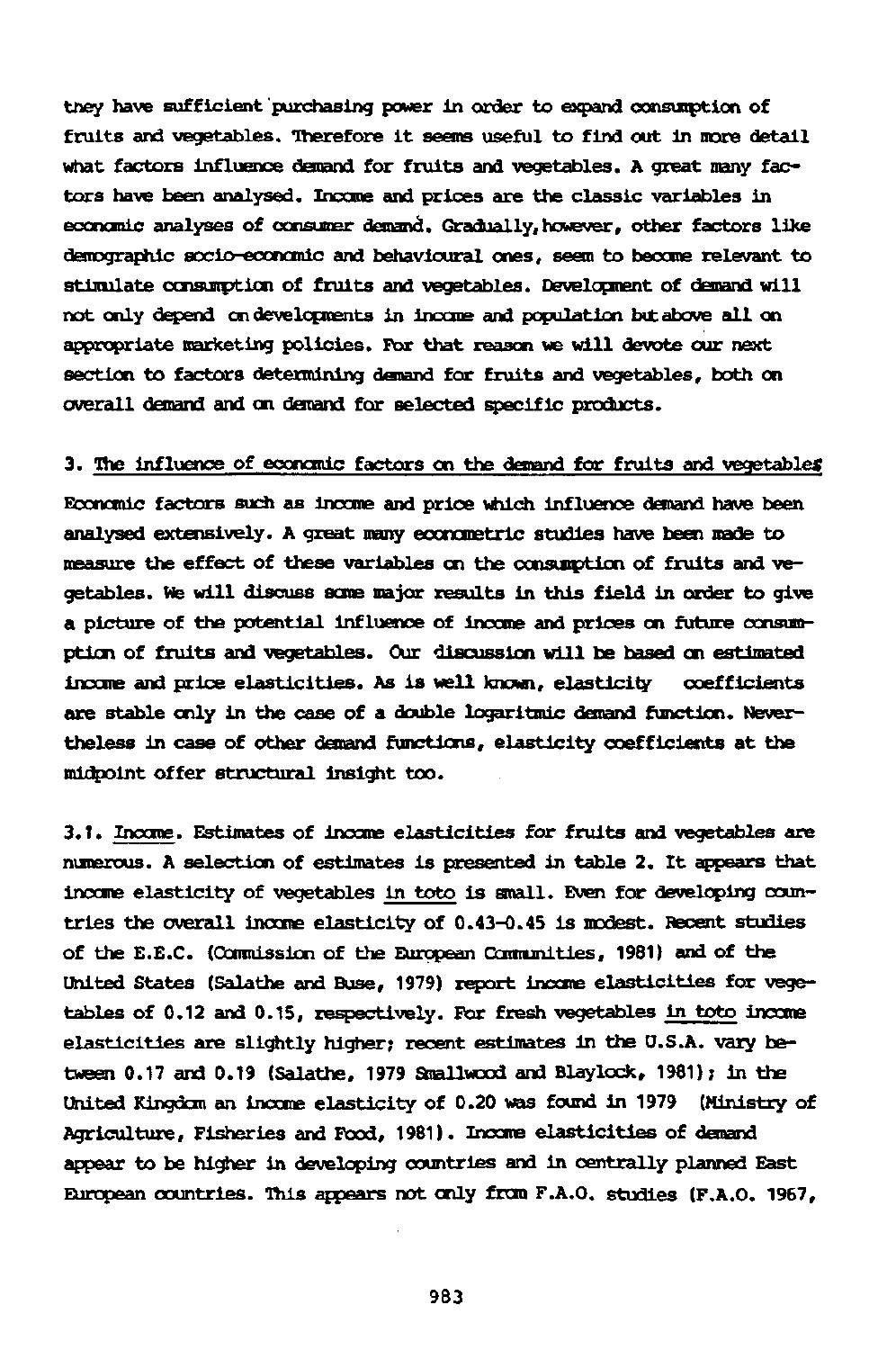they have sufficient purchasing power in order to expand consumption of fruits and vegetables. Therefore it seems useful to find out in more detail what factors influence demand for fruits and vegetables. A great many factors have been analysed. Income and prices are the classic variables in economic analyses of consumer demand. Gradually, however, other factors like demographic socio-economic and behavioural ones, seem to become relevant to stimulate consumption of fruits and vegetables. Development of demand will not only depend on developments in income and population but above all on appropriate marketing policies. For that reason we will devote our next section to factors determining demand for fruits and vegetables, both on overall demand and on demand for selected specific products.

## 3. The influence of economic factors on the demand for fruits and vegetables

Economic factors such as income and price which influence demand have been analysed extensively. A great many econometric studies have been made to measure the effect of these variables on the consumption of fruits and vegetables. We will discuss some major results in this field in order to give a picture of the potential influence of income and prices on future consumption of fruits and vegetables. Our discussion will be based on estimated income and price elasticities. As is well known, elasticity coefficients are stable only in the case of a double logaritmic demand function. Nevertheless in case of other demand functions, elasticity coefficients at the midpoint offer structural insight too.

3.1. Income. Estimates of income elasticities for fruits and vegetables are numerous. A selection of estimates is presented in table 2. It appears that income elasticity of vegetables in toto is small. Even for developing countries the overall income elasticity of 0.43-0.45 is modest. Recent studies of the E.E.C. (Commission of the European Communities, 1981) and of the United States (Salathe and Buse, 1979) report income elasticities for vegetables of 0.12 and 0.15, respectively. For fresh vegetables in toto income elasticities are slightly higher; recent estimates in the U.S.A. vary between 0.17 and 0.19 (Salathe, 1979 Smallwood and Blaylock, 1981); in the United Kingdom an income elasticity of 0.20 was found in 1979 (Ministry of Agriculture, Fisheries and Food, 1981). Income elasticities of demand appear to be higher in developing countries and in centrally planned East European countries. This appears not only from F.A.O. studies (F.A.O. 1967,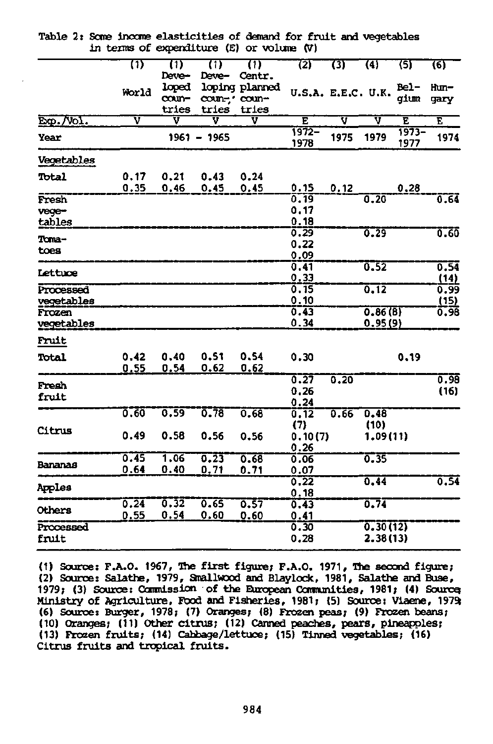Table 2: Some income elasticities of demand for fruit and vegetables in terms of expenditure (E) or volume (V)

| | (1) World | (1) Developed countries | (1) Developing countries | (1) Centr. planned countries | (2) U.S.A. | (3) E.E.C. | (4) U.K. | (5) Belgium | (6) Hungary |
|---|---|---|---|---|---|---|---|---|---|
| Exp./Vol. | V | V | V | V | E | V | V | E | E |
| Year | 1961 - 1965 | | | | 1972-1978 | 1975 | 1979 | 1973-1977 | 1974 |
| **Vegetables** | | | | | | | | | |
| Total | 0.17 | 0.21 | 0.43 | 0.24 | | | | | |
| | 0.35 | 0.46 | 0.45 | 0.45 | 0.15 | 0.12 | | 0.28 | |
| Fresh vegetables | | | | | 0.19 | | 0.20 | | 0.64 |
| | | | | | 0.17 | | | | |
| | | | | | 0.18 | | | | |
| Tomatoes | | | | | 0.29 | | 0.29 | | 0.60 |
| | | | | | 0.22 | | | | |
| | | | | | 0.09 | | | | |
| Lettuce | | | | | 0.41 | | 0.52 | | 0.54 |
| | | | | | 0.33 | | | | (14) |
| Processed vegetables | | | | | 0.15 | | 0.12 | | 0.99 |
| | | | | | 0.10 | | | | (15) |
| Frozen vegetables | | | | | 0.43 | | 0.86 (8) | | 0.98 |
| | | | | | 0.34 | | 0.95 (9) | | |
| **Fruit** | | | | | | | | | |
| Total | 0.42 | 0.40 | 0.51 | 0.54 | 0.30 | | | 0.19 | |
| | 0.55 | 0.54 | 0.62 | 0.62 | | | | | |
| Fresh fruit | | | | | 0.27 | 0.20 | | | 0.98 |
| | | | | | 0.26 | | | | (16) |
| | | | | | 0.24 | | | | |
| Citrus | 0.60 | 0.59 | 0.78 | 0.68 | 0.12 (7) | 0.66 | 0.48 (10) | | |
| | 0.49 | 0.58 | 0.56 | 0.56 | 0.10 (7) | | 1.09 (11) | | |
| | | | | | 0.26 | | | | |
| Bananas | 0.45 | 1.06 | 0.23 | 0.68 | 0.06 | | 0.35 | | |
| | 0.64 | 0.40 | 0.71 | 0.71 | 0.07 | | | | |
| Apples | | | | | 0.22 | | 0.44 | | 0.54 |
| | | | | | 0.18 | | | | |
| Others | 0.24 | 0.32 | 0.65 | 0.57 | 0.43 | | 0.74 | | |
| | 0.55 | 0.54 | 0.60 | 0.60 | 0.41 | | | | |
| Processed fruit | | | | | 0.30 | | 0.30 (12) | | |
| | | | | | 0.28 | | 2.38 (13) | | |

(1) Source: F.A.O. 1967, The first figure; F.A.O. 1971, The second figure; (2) Source: Salathe, 1979, Smallwood and Blaylock, 1981, Salathe and Buse, 1979; (3) Source: Commission of the European Communities, 1981; (4) Source: Ministry of Agriculture, Food and Fisheries, 1981; (5) Source: Viaene, 1979; (6) Source: Burger, 1978; (7) Oranges; (8) Frozen peas; (9) Frozen beans; (10) Oranges; (11) Other citrus; (12) Canned peaches, pears, pineapples; (13) Frozen fruits; (14) Cabbage/lettuce; (15) Tinned vegetables; (16) Citrus fruits and tropical fruits.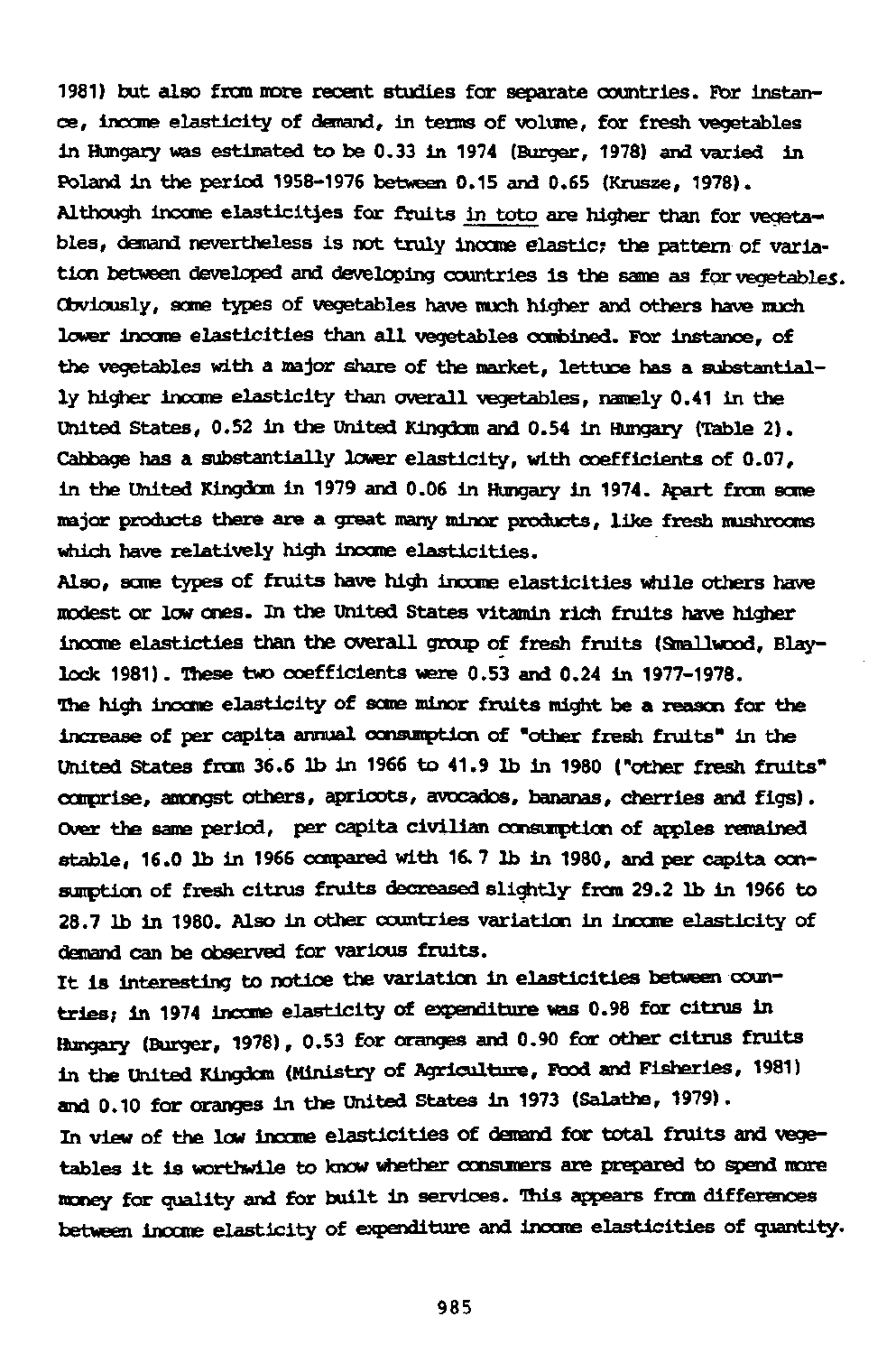1981) but also from more recent studies for separate countries. For instance, income elasticity of demand, in terms of volume, for fresh vegetables in Hungary was estimated to be 0.33 in 1974 (Burger, 1978) and varied in Poland in the period 1958-1976 between 0.15 and 0.65 (Krusze, 1978). Although income elasticities for fruits _in toto_ are higher than for vegetables, demand nevertheless is not truly income elastic; the pattern of variation between developed and developing countries is the same as for vegetables. Obviously, some types of vegetables have much higher and others have much lower income elasticities than all vegetables combined. For instance, of the vegetables with a major share of the market, lettuce has a substantially higher income elasticity than overall vegetables, namely 0.41 in the United States, 0.52 in the United Kingdom and 0.54 in Hungary (Table 2). Cabbage has a substantially lower elasticity, with coefficients of 0.07, in the United Kingdom in 1979 and 0.06 in Hungary in 1974. Apart from some major products there are a great many minor products, like fresh mushrooms which have relatively high income elasticities.

Also, some types of fruits have high income elasticities while others have modest or low ones. In the United States vitamin rich fruits have higher income elasticties than the overall group of fresh fruits (Smallwood, Blaylock 1981). These two coefficients were 0.53 and 0.24 in 1977-1978.

The high income elasticity of some minor fruits might be a reason for the increase of per capita annual consumption of "other fresh fruits" in the United States from 36.6 lb in 1966 to 41.9 lb in 1980 ("other fresh fruits" comprise, amongst others, apricots, avocados, bananas, cherries and figs). Over the same period, per capita civilian consumption of apples remained stable, 16.0 lb in 1966 compared with 16.7 lb in 1980, and per capita consumption of fresh citrus fruits decreased slightly from 29.2 lb in 1966 to 28.7 lb in 1980. Also in other countries variation in income elasticity of demand can be observed for various fruits.

It is interesting to notice the variation in elasticities between countries; in 1974 income elasticity of expenditure was 0.98 for citrus in Hungary (Burger, 1978), 0.53 for oranges and 0.90 for other citrus fruits in the United Kingdom (Ministry of Agriculture, Food and Fisheries, 1981) and 0.10 for oranges in the United States in 1973 (Salathe, 1979).

In view of the low income elasticities of demand for total fruits and vegetables it is worthwile to know whether consumers are prepared to spend more money for quality and for built in services. This appears from differences between income elasticity of expenditure and income elasticities of quantity.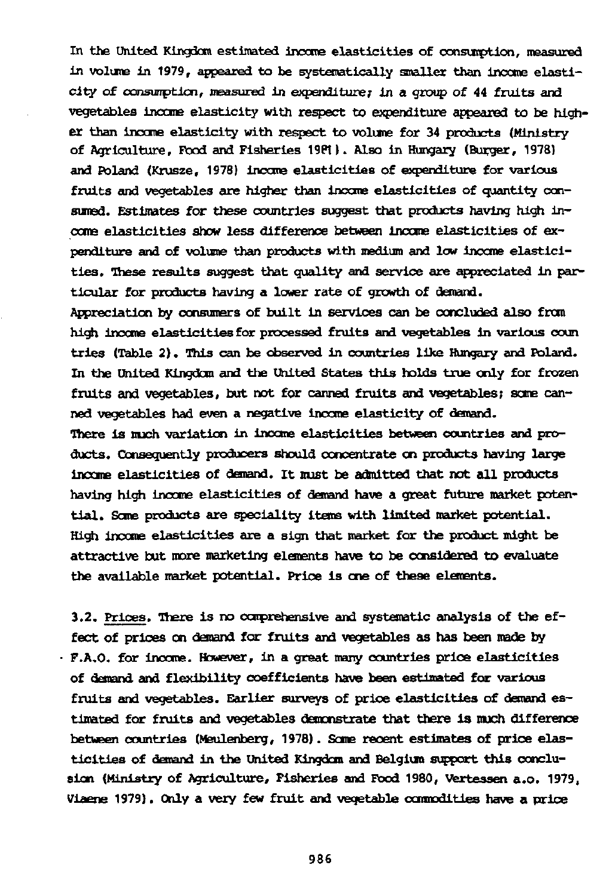In the United Kingdom estimated income elasticities of consumption, measured in volume in 1979, appeared to be systematically smaller than income elasticity of consumption, measured in expenditure; in a group of 44 fruits and vegetables income elasticity with respect to expenditure appeared to be higher than income elasticity with respect to volume for 34 products (Ministry of Agriculture, Food and Fisheries 1981). Also in Hungary (Burger, 1978) and Poland (Krusze, 1978) income elasticities of expenditure for various fruits and vegetables are higher than income elasticities of quantity consumed. Estimates for these countries suggest that products having high income elasticities show less difference between income elasticities of expenditure and of volume than products with medium and low income elasticities. These results suggest that quality and service are appreciated in particular for products having a lower rate of growth of demand.

Appreciation by consumers of built in services can be concluded also from high income elasticities for processed fruits and vegetables in various countries (Table 2). This can be observed in countries like Hungary and Poland. In the United Kingdom and the United States this holds true only for frozen fruits and vegetables, but not for canned fruits and vegetables; some canned vegetables had even a negative income elasticity of demand.

There is much variation in income elasticities between countries and products. Consequently producers should concentrate on products having large income elasticities of demand. It must be admitted that not all products having high income elasticities of demand have a great future market potential. Some products are speciality items with limited market potential. High income elasticities are a sign that market for the product might be attractive but more marketing elements have to be considered to evaluate the available market potential. Price is one of these elements.

3.2. Prices. There is no comprehensive and systematic analysis of the effect of prices on demand for fruits and vegetables as has been made by F.A.O. for income. However, in a great many countries price elasticities of demand and flexibility coefficients have been estimated for various fruits and vegetables. Earlier surveys of price elasticities of demand estimated for fruits and vegetables demonstrate that there is much difference between countries (Meulenberg, 1978). Some recent estimates of price elasticities of demand in the United Kingdom and Belgium support this conclusion (Ministry of Agriculture, Fisheries and Food 1980, Vertessen a.o. 1979, Viaene 1979). Only a very few fruit and vegetable commodities have a price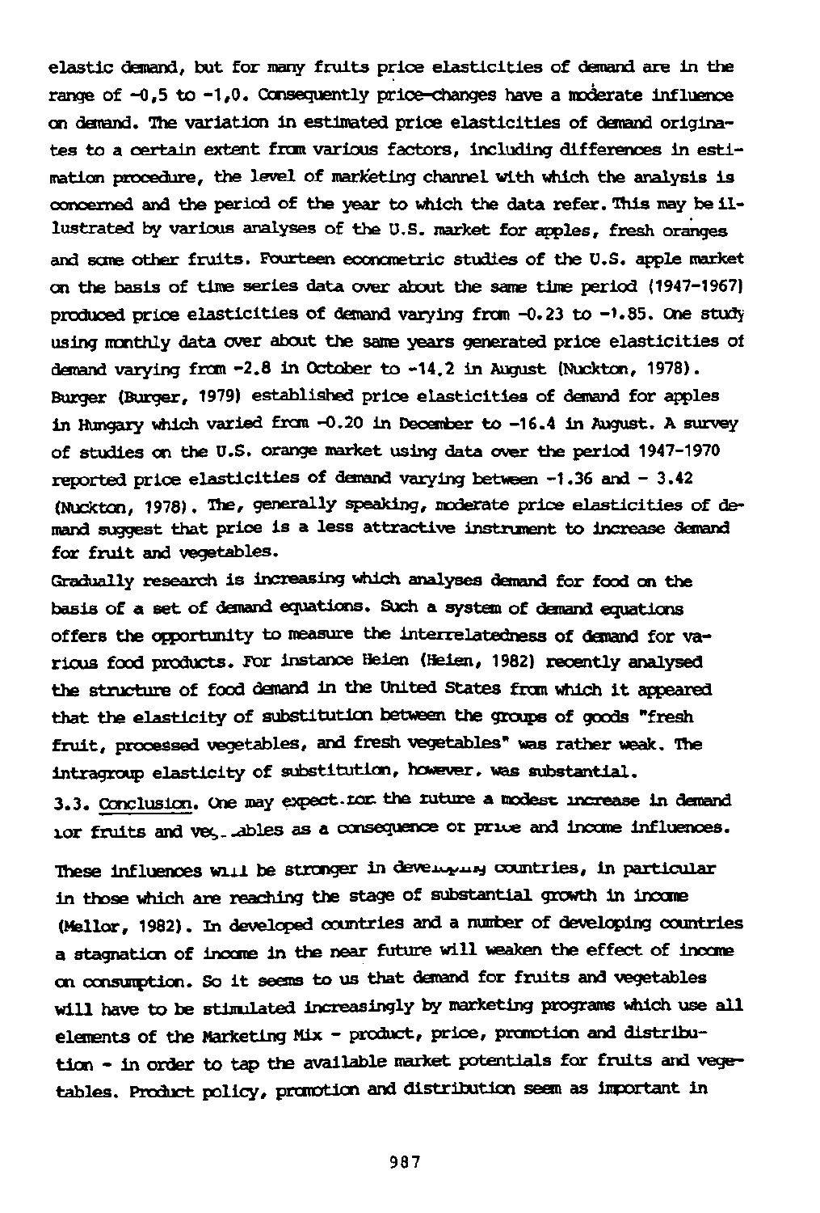elastic demand, but for many fruits price elasticities of demand are in the range of -0,5 to -1,0. Consequently price-changes have a moderate influence on demand. The variation in estimated price elasticities of demand originates to a certain extent from various factors, including differences in estimation procedure, the level of marketing channel with which the analysis is concerned and the period of the year to which the data refer. This may be illustrated by various analyses of the U.S. market for apples, fresh oranges and some other fruits. Fourteen econometric studies of the U.S. apple market on the basis of time series data over about the same time period (1947-1967) produced price elasticities of demand varying from -0.23 to -1.85. One study using monthly data over about the same years generated price elasticities of demand varying from -2.8 in October to -14.2 in August (Nuckton, 1978). Burger (Burger, 1979) established price elasticities of demand for apples in Hungary which varied from -0.20 in December to -16.4 in August. A survey of studies on the U.S. orange market using data over the period 1947-1970 reported price elasticities of demand varying between -1.36 and - 3.42 (Nuckton, 1978). The, generally speaking, moderate price elasticities of demand suggest that price is a less attractive instrument to increase demand for fruit and vegetables.

Gradually research is increasing which analyses demand for food on the basis of a set of demand equations. Such a system of demand equations offers the opportunity to measure the interrelatedness of demand for various food products. For instance Heien (Heien, 1982) recently analysed the structure of food demand in the United States from which it appeared that the elasticity of substitution between the groups of goods "fresh fruit, processed vegetables, and fresh vegetables" was rather weak. The intragroup elasticity of substitution, however, was substantial.

3.3. Conclusion. One may expect for the future a modest increase in demand for fruits and vegetables as a consequence of price and income influences.

These influences will be stronger in developing countries, in particular in those which are reaching the stage of substantial growth in income (Mellor, 1982). In developed countries and a number of developing countries a stagnation of income in the near future will weaken the effect of income on consumption. So it seems to us that demand for fruits and vegetables will have to be stimulated increasingly by marketing programs which use all elements of the Marketing Mix - product, price, promotion and distribution - in order to tap the available market potentials for fruits and vegetables. Product policy, promotion and distribution seem as important in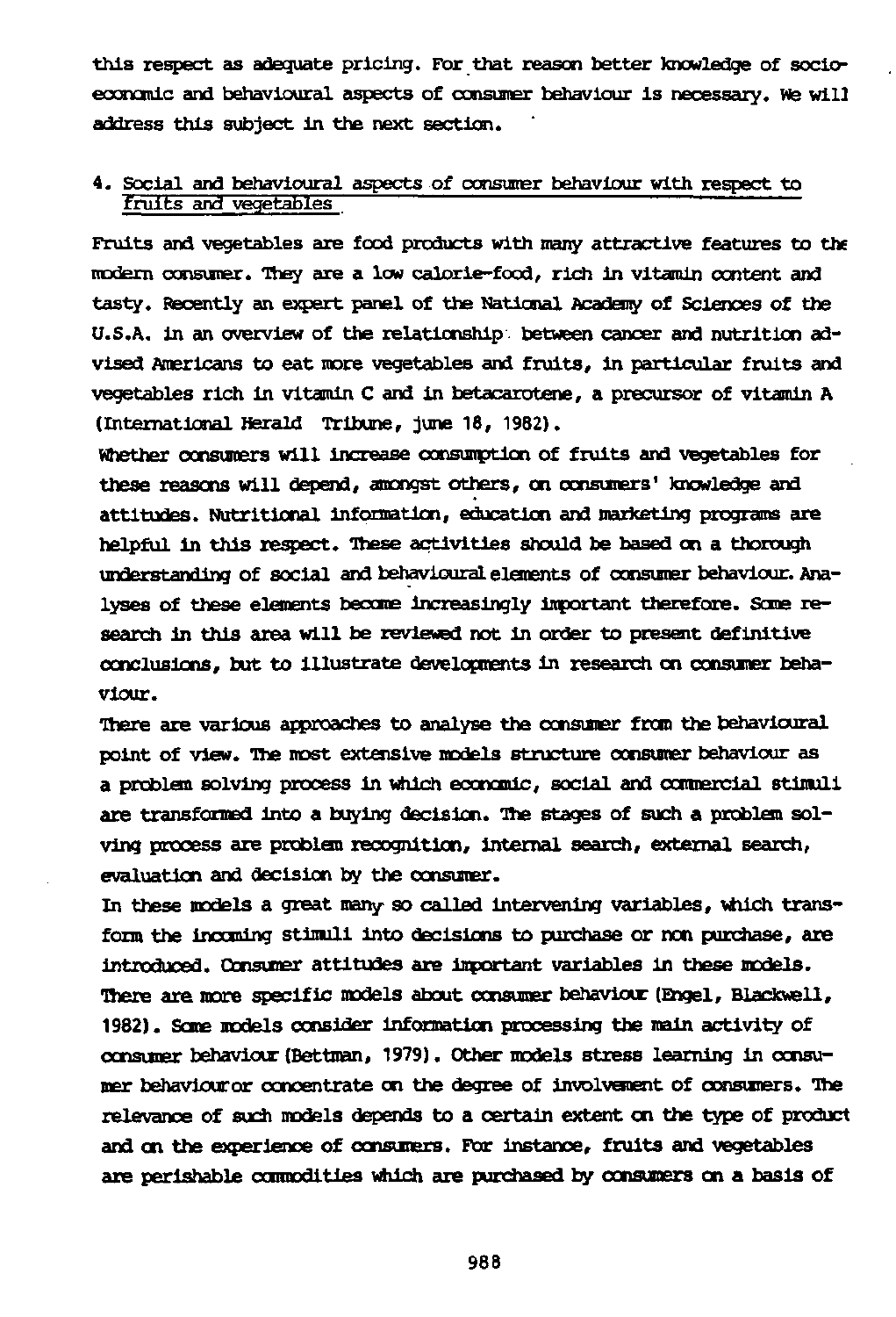this respect as adequate pricing. For that reason better knowledge of socio-economic and behavioural aspects of consumer behaviour is necessary. We will address this subject in the next section.

## 4. Social and behavioural aspects of consumer behaviour with respect to fruits and vegetables

Fruits and vegetables are food products with many attractive features to the modern consumer. They are a low calorie-food, rich in vitamin content and tasty. Recently an expert panel of the National Academy of Sciences of the U.S.A. in an overview of the relationship between cancer and nutrition advised Americans to eat more vegetables and fruits, in particular fruits and vegetables rich in vitamin C and in betacarotene, a precursor of vitamin A (International Herald Tribune, june 18, 1982).

Whether consumers will increase consumption of fruits and vegetables for these reasons will depend, amongst others, on consumers' knowledge and attitudes. Nutritional information, education and marketing programs are helpful in this respect. These activities should be based on a thorough understanding of social and behavioural elements of consumer behaviour. Analyses of these elements become increasingly important therefore. Some research in this area will be reviewed not in order to present definitive conclusions, but to illustrate developments in research on consumer behaviour.

There are various approaches to analyse the consumer from the behavioural point of view. The most extensive models structure consumer behaviour as a problem solving process in which economic, social and commercial stimuli are transformed into a buying decision. The stages of such a problem solving process are problem recognition, internal search, external search, evaluation and decision by the consumer.

In these models a great many so called intervening variables, which transform the incoming stimuli into decisions to purchase or non purchase, are introduced. Consumer attitudes are important variables in these models. There are more specific models about consumer behaviour (Engel, Blackwell, 1982). Some models consider information processing the main activity of consumer behaviour (Bettman, 1979). Other models stress learning in consumer behaviour or concentrate on the degree of involvement of consumers. The relevance of such models depends to a certain extent on the type of product and on the experience of consumers. For instance, fruits and vegetables are perishable commodities which are purchased by consumers on a basis of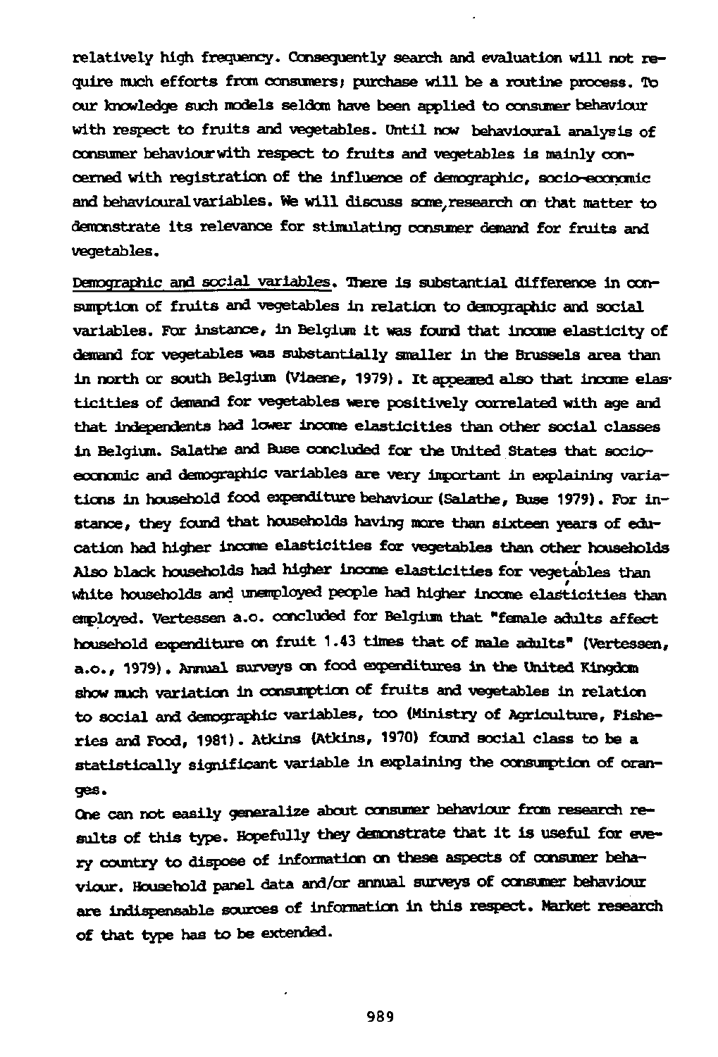relatively high frequency. Consequently search and evaluation will not require much efforts from consumers; purchase will be a routine process. To our knowledge such models seldom have been applied to consumer behaviour with respect to fruits and vegetables. Until now behavioural analysis of consumer behaviour with respect to fruits and vegetables is mainly concerned with registration of the influence of demographic, socio-economic and behavioural variables. We will discuss some research on that matter to demonstrate its relevance for stimulating consumer demand for fruits and vegetables.

Demographic and social variables. There is substantial difference in consumption of fruits and vegetables in relation to demographic and social variables. For instance, in Belgium it was found that income elasticity of demand for vegetables was substantially smaller in the Brussels area than in north or south Belgium (Viaene, 1979). It appeared also that income elasticities of demand for vegetables were positively correlated with age and that independents had lower income elasticities than other social classes in Belgium. Salathe and Buse concluded for the United States that socio-economic and demographic variables are very important in explaining variations in household food expenditure behaviour (Salathe, Buse 1979). For instance, they found that households having more than sixteen years of education had higher income elasticities for vegetables than other households Also black households had higher income elasticities for vegetables than white households and unemployed people had higher income elasticities than employed. Vertessen a.o. concluded for Belgium that "female adults affect household expenditure on fruit 1.43 times that of male adults" (Vertessen, a.o., 1979). Annual surveys on food expenditures in the United Kingdom show much variation in consumption of fruits and vegetables in relation to social and demographic variables, too (Ministry of Agriculture, Fisheries and Food, 1981). Atkins (Atkins, 1970) found social class to be a statistically significant variable in explaining the consumption of oranges.

One can not easily generalize about consumer behaviour from research results of this type. Hopefully they demonstrate that it is useful for every country to dispose of information on these aspects of consumer behaviour. Household panel data and/or annual surveys of consumer behaviour are indispensable sources of information in this respect. Market research of that type has to be extended.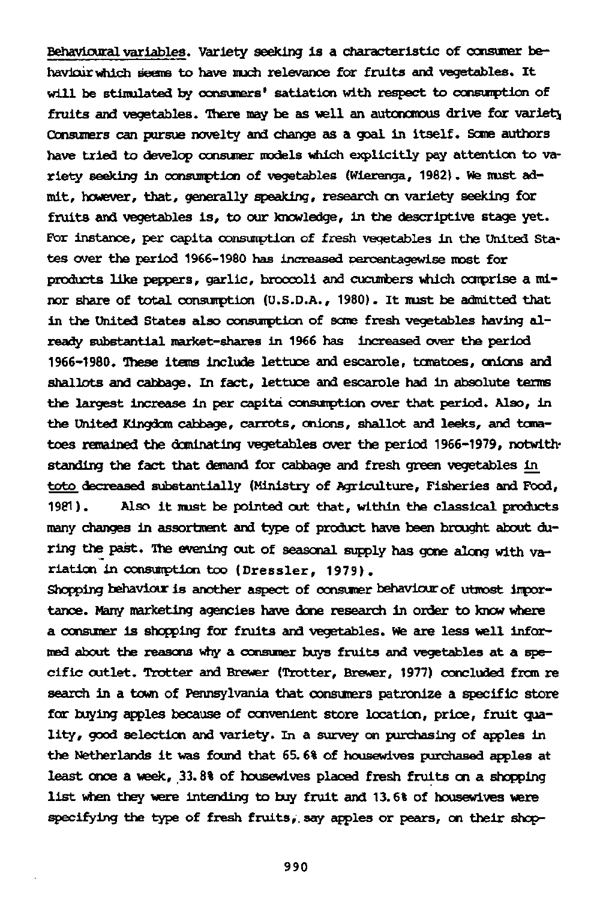__Behavioural variables__. Variety seeking is a characteristic of consumer behaviour which seems to have much relevance for fruits and vegetables. It will be stimulated by consumers' satiation with respect to consumption of fruits and vegetables. There may be as well an autonomous drive for variety Consumers can pursue novelty and change as a goal in itself. Some authors have tried to develop consumer models which explicitly pay attention to variety seeking in consumption of vegetables (Wierenga, 1982). We must admit, however, that, generally speaking, research on variety seeking for fruits and vegetables is, to our knowledge, in the descriptive stage yet. For instance, per capita consumption of fresh vegetables in the United States over the period 1966-1980 has increased percentagewise most for products like peppers, garlic, broccoli and cucumbers which comprise a minor share of total consumption (U.S.D.A., 1980). It must be admitted that in the United States also consumption of some fresh vegetables having already substantial market-shares in 1966 has increased over the period 1966-1980. These items include lettuce and escarole, tomatoes, onions and shallots and cabbage. In fact, lettuce and escarole had in absolute terms the largest increase in per capita consumption over that period. Also, in the United Kingdom cabbage, carrots, onions, shallot and leeks, and tomatoes remained the dominating vegetables over the period 1966-1979, notwithstanding the fact that demand for cabbage and fresh green vegetables __in toto__ decreased substantially (Ministry of Agriculture, Fisheries and Food, 1981). Also it must be pointed out that, within the classical products many changes in assortment and type of product have been brought about during the past. The evening out of seasonal supply has gone along with variation in consumption too (Dressler, 1979).

Shopping behaviour is another aspect of consumer behaviour of utmost importance. Many marketing agencies have done research in order to know where a consumer is shopping for fruits and vegetables. We are less well informed about the reasons why a consumer buys fruits and vegetables at a specific outlet. Trotter and Brewer (Trotter, Brewer, 1977) concluded from research in a town of Pennsylvania that consumers patronize a specific store for buying apples because of convenient store location, price, fruit quality, good selection and variety. In a survey on purchasing of apples in the Netherlands it was found that 65.6% of housewives purchased apples at least once a week, 33.8% of housewives placed fresh fruits on a shopping list when they were intending to buy fruit and 13.6% of housewives were specifying the type of fresh fruits, say apples or pears, on their shop-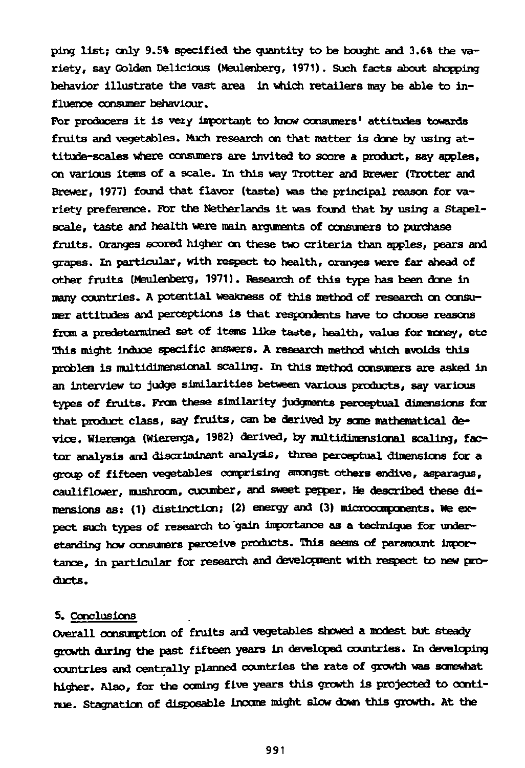ping list; only 9.5% specified the quantity to be bought and 3.6% the variety, say Golden Delicious (Meulenberg, 1971). Such facts about shopping behavior illustrate the vast area in which retailers may be able to influence consumer behaviour.

For producers it is very important to know consumers' attitudes towards fruits and vegetables. Much research on that matter is done by using attitude-scales where consumers are invited to score a product, say apples, on various items of a scale. In this way Trotter and Brewer (Trotter and Brewer, 1977) found that flavor (taste) was the principal reason for variety preference. For the Netherlands it was found that by using a Stapel-scale, taste and health were main arguments of consumers to purchase fruits. Oranges scored higher on these two criteria than apples, pears and grapes. In particular, with respect to health, oranges were far ahead of other fruits (Meulenberg, 1971). Research of this type has been done in many countries. A potential weakness of this method of research on consumer attitudes and perceptions is that respondents have to choose reasons from a predetermined set of items like taste, health, value for money, etc This might induce specific answers. A research method which avoids this problem is multidimensional scaling. In this method consumers are asked in an interview to judge similarities between various products, say various types of fruits. From these similarity judgments perceptual dimensions for that product class, say fruits, can be derived by some mathematical device. Wierenga (Wierenga, 1982) derived, by multidimensional scaling, factor analysis and discriminant analysis, three perceptual dimensions for a group of fifteen vegetables comprising amongst others endive, asparagus, cauliflower, mushroom, cucumber, and sweet pepper. He described these dimensions as: (1) distinction; (2) energy and (3) microcomponents. We expect such types of research to gain importance as a technique for understanding how consumers perceive products. This seems of paramount importance, in particular for research and development with respect to new products.

## 5. Conclusions

Overall consumption of fruits and vegetables showed a modest but steady growth during the past fifteen years in developed countries. In developing countries and centrally planned countries the rate of growth was somewhat higher. Also, for the coming five years this growth is projected to continue. Stagnation of disposable income might slow down this growth. At the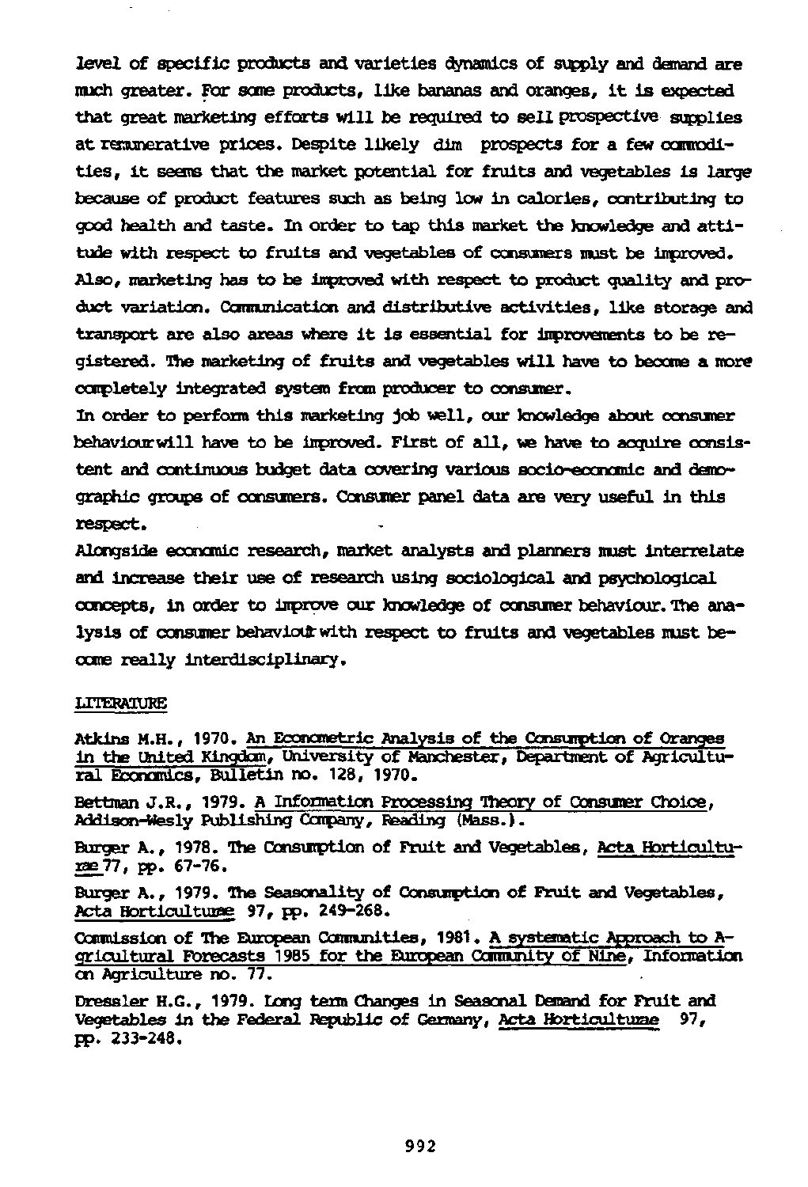level of specific products and varieties dynamics of supply and demand are much greater. For some products, like bananas and oranges, it is expected that great marketing efforts will be required to sell prospective supplies at remunerative prices. Despite likely dim prospects for a few commodities, it seems that the market potential for fruits and vegetables is large because of product features such as being low in calories, contributing to good health and taste. In order to tap this market the knowledge and attitude with respect to fruits and vegetables of consumers must be improved. Also, marketing has to be improved with respect to product quality and product variation. Communication and distributive activities, like storage and transport are also areas where it is essential for improvements to be registered. The marketing of fruits and vegetables will have to become a more completely integrated system from producer to consumer.

In order to perform this marketing job well, our knowledge about consumer behaviour will have to be improved. First of all, we have to acquire consistent and continuous budget data covering various socio-economic and demographic groups of consumers. Consumer panel data are very useful in this respect.

Alongside economic research, market analysts and planners must interrelate and increase their use of research using sociological and psychological concepts, in order to improve our knowledge of consumer behaviour. The analysis of consumer behaviour with respect to fruits and vegetables must become really interdisciplinary.

## LITERATURE

Atkins M.H., 1970. An Econometric Analysis of the Consumption of Oranges in the United Kingdom, University of Manchester, Department of Agricultural Economics, Bulletin no. 128, 1970.

Bettman J.R., 1979. A Information Processing Theory of Consumer Choice, Addison-Wesly Publishing Company, Reading (Mass.).

Burger A., 1978. The Consumption of Fruit and Vegetables, Acta Horticulturae 77, pp. 67-76.

Burger A., 1979. The Seasonality of Consumption of Fruit and Vegetables, Acta Horticulturae 97, pp. 249-268.

Commission of The European Communities, 1981. A systematic Approach to Agricultural Forecasts 1985 for the European Community of Nine, Information on Agriculture no. 77.

Dressler H.G., 1979. Long term Changes in Seasonal Demand for Fruit and Vegetables in the Federal Republic of Germany, Acta Horticulturae 97, pp. 233-248.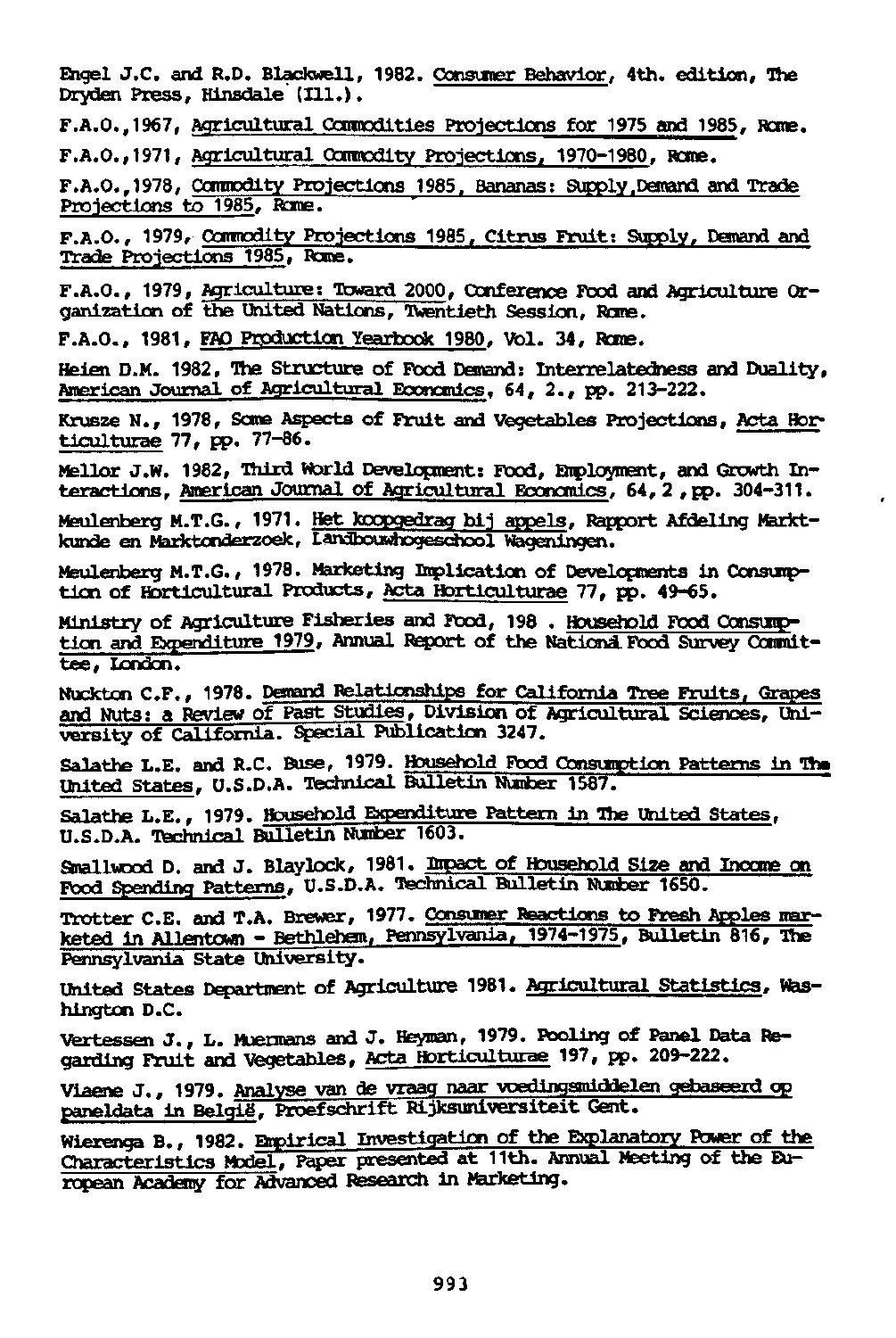Engel J.C. and R.D. Blackwell, 1982. Consumer Behavior, 4th. edition, The Dryden Press, Hinsdale (Ill.).

F.A.O., 1967, Agricultural Commodities Projections for 1975 and 1985, Rome.

F.A.O., 1971, Agricultural Commodity Projections, 1970-1980, Rome.

F.A.O., 1978, Commodity Projections 1985, Bananas: Supply, Demand and Trade Projections to 1985, Rome.

F.A.O., 1979, Commodity Projections 1985, Citrus Fruit: Supply, Demand and Trade Projections 1985, Rome.

F.A.O., 1979, Agriculture: Toward 2000, Conference Food and Agriculture Organization of the United Nations, Twentieth Session, Rome.

F.A.O., 1981, FAO Production Yearbook 1980, Vol. 34, Rome.

Heien D.M. 1982, The Structure of Food Demand: Interrelatedness and Duality, American Journal of Agricultural Economics, 64, 2., pp. 213-222.

Krusze N., 1978, Some Aspects of Fruit and Vegetables Projections, Acta Horticulturae 77, pp. 77-86.

Mellor J.W. 1982, Third World Development: Food, Employment, and Growth Interactions, American Journal of Agricultural Economics, 64, 2, pp. 304-311.

Meulenberg M.T.G., 1971. Het koopgedrag bij appels, Rapport Afdeling Marktkunde en Marktonderzoek, Landbouwhogeschool Wageningen.

Meulenberg M.T.G., 1978. Marketing Implication of Developments in Consumption of Horticultural Products, Acta Horticulturae 77, pp. 49-65.

Ministry of Agriculture Fisheries and Food, 198 . Household Food Consumption and Expenditure 1979, Annual Report of the National Food Survey Committee, London.

Nuckton C.F., 1978. Demand Relationships for California Tree Fruits, Grapes and Nuts: a Review of Past Studies, Division of Agricultural Sciences, University of California. Special Publication 3247.

Salathe L.E. and R.C. Buse, 1979. Household Food Consumption Patterns in The United States, U.S.D.A. Technical Bulletin Number 1587.

Salathe L.E., 1979. Household Expenditure Pattern in The United States, U.S.D.A. Technical Bulletin Number 1603.

Smallwood D. and J. Blaylock, 1981. Impact of Household Size and Income on Food Spending Patterns, U.S.D.A. Technical Bulletin Number 1650.

Trotter C.E. and T.A. Brewer, 1977. Consumer Reactions to Fresh Apples marketed in Allentown - Bethlehem, Pennsylvania, 1974-1975, Bulletin 816, The Pennsylvania State University.

United States Department of Agriculture 1981. Agricultural Statistics, Washington D.C.

Vertessen J., L. Muermans and J. Heyman, 1979. Pooling of Panel Data Regarding Fruit and Vegetables, Acta Horticulturae 197, pp. 209-222.

Viaene J., 1979. Analyse van de vraag naar voedingsmiddelen gebaseerd op paneldata in België, Proefschrift Rijksuniversiteit Gent.

Wierenga B., 1982. Empirical Investigation of the Explanatory Power of the Characteristics Model, Paper presented at 11th. Annual Meeting of the European Academy for Advanced Research in Marketing.